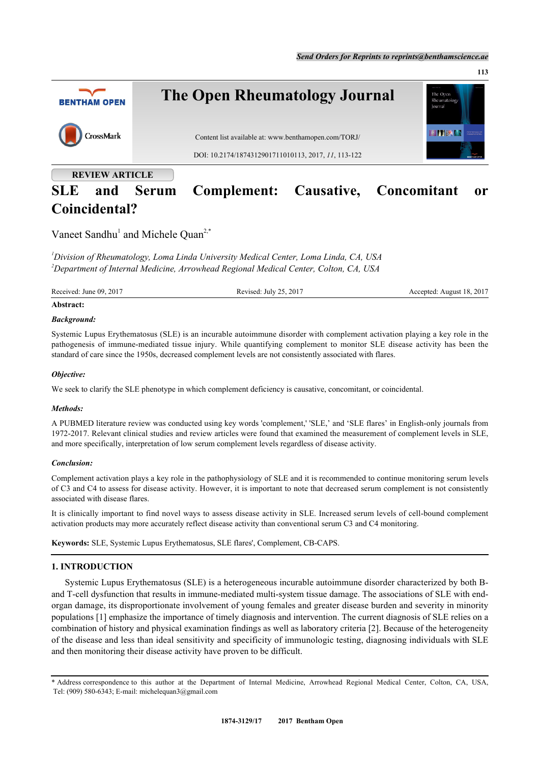REVIEW ARTICLE

# SLE and Serum Complement: Causative, Concomitant or Coincidental?

Vaneet Sandhu[1] and Michele Quan[2,*]

[1]*Division of Rheumatology, Loma Linda University Medical Center, Loma Linda, CA, USA*
[2]*Department of Internal Medicine, Arrowhead Regional Medical Center, Colton, CA, USA*

Received: June 09, 2017 Revised: July 25, 2017 Accepted: August 18, 2017

**Abstract:**

***Background:***

Systemic Lupus Erythematosus (SLE) is an incurable autoimmune disorder with complement activation playing a key role in the pathogenesis of immune-mediated tissue injury. While quantifying complement to monitor SLE disease activity has been the standard of care since the 1950s, decreased complement levels are not consistently associated with flares.

***Objective:***

We seek to clarify the SLE phenotype in which complement deficiency is causative, concomitant, or coincidental.

***Methods:***

A PUBMED literature review was conducted using key words 'complement,' 'SLE,' and 'SLE flares' in English-only journals from 1972-2017. Relevant clinical studies and review articles were found that examined the measurement of complement levels in SLE, and more specifically, interpretation of low serum complement levels regardless of disease activity.

***Conclusion:***

Complement activation plays a key role in the pathophysiology of SLE and it is recommended to continue monitoring serum levels of C3 and C4 to assess for disease activity. However, it is important to note that decreased serum complement is not consistently associated with disease flares.

It is clinically important to find novel ways to assess disease activity in SLE. Increased serum levels of cell-bound complement activation products may more accurately reflect disease activity than conventional serum C3 and C4 monitoring.

**Keywords:** SLE, Systemic Lupus Erythematosus, SLE flares', Complement, CB-CAPS.

## 1. INTRODUCTION

Systemic Lupus Erythematosus (SLE) is a heterogeneous incurable autoimmune disorder characterized by both B- and T-cell dysfunction that results in immune-mediated multi-system tissue damage. The associations of SLE with end-organ damage, its disproportionate involvement of young females and greater disease burden and severity in minority populations [1] emphasize the importance of timely diagnosis and intervention. The current diagnosis of SLE relies on a combination of history and physical examination findings as well as laboratory criteria [2]. Because of the heterogeneity of the disease and less than ideal sensitivity and specificity of immunologic testing, diagnosing individuals with SLE and then monitoring their disease activity have proven to be difficult.

\* Address correspondence to this author at the Department of Internal Medicine, Arrowhead Regional Medical Center, Colton, CA, USA, Tel: (909) 580-6343; E-mail: michelequan3@gmail.com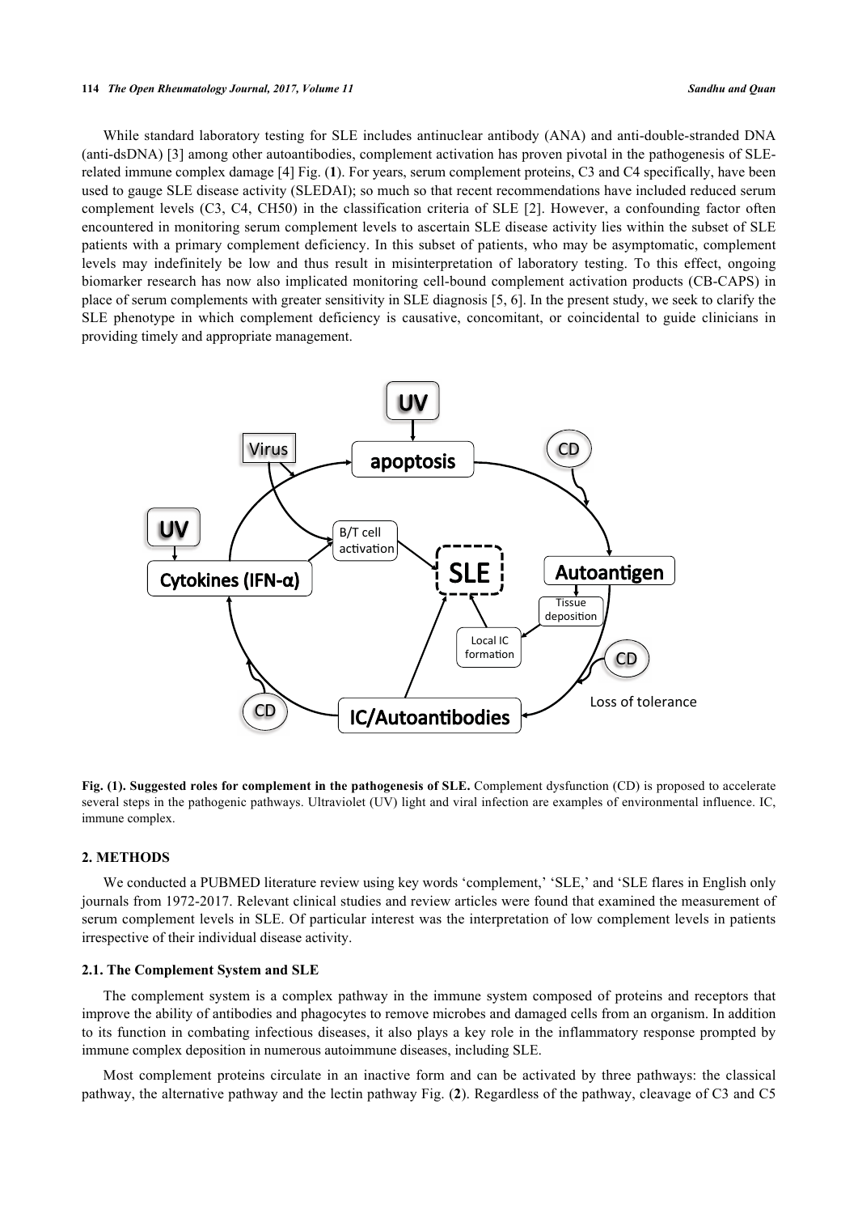While standard laboratory testing for SLE includes antinuclear antibody (ANA) and anti-double-stranded DNA (anti-dsDNA) [3] among other autoantibodies, complement activation has proven pivotal in the pathogenesis of SLE-related immune complex damage [4] Fig. (**1**). For years, serum complement proteins, C3 and C4 specifically, have been used to gauge SLE disease activity (SLEDAI); so much so that recent recommendations have included reduced serum complement levels (C3, C4, CH50) in the classification criteria of SLE [2]. However, a confounding factor often encountered in monitoring serum complement levels to ascertain SLE disease activity lies within the subset of SLE patients with a primary complement deficiency. In this subset of patients, who may be asymptomatic, complement levels may indefinitely be low and thus result in misinterpretation of laboratory testing. To this effect, ongoing biomarker research has now also implicated monitoring cell-bound complement activation products (CB-CAPS) in place of serum complements with greater sensitivity in SLE diagnosis [5, 6]. In the present study, we seek to clarify the SLE phenotype in which complement deficiency is causative, concomitant, or coincidental to guide clinicians in providing timely and appropriate management.

**Fig. (1). Suggested roles for complement in the pathogenesis of SLE.** Complement dysfunction (CD) is proposed to accelerate several steps in the pathogenic pathways. Ultraviolet (UV) light and viral infection are examples of environmental influence. IC, immune complex.

## 2. METHODS

We conducted a PUBMED literature review using key words 'complement,' 'SLE,' and 'SLE flares in English only journals from 1972-2017. Relevant clinical studies and review articles were found that examined the measurement of serum complement levels in SLE. Of particular interest was the interpretation of low complement levels in patients irrespective of their individual disease activity.

### 2.1. The Complement System and SLE

The complement system is a complex pathway in the immune system composed of proteins and receptors that improve the ability of antibodies and phagocytes to remove microbes and damaged cells from an organism. In addition to its function in combating infectious diseases, it also plays a key role in the inflammatory response prompted by immune complex deposition in numerous autoimmune diseases, including SLE.

Most complement proteins circulate in an inactive form and can be activated by three pathways: the classical pathway, the alternative pathway and the lectin pathway Fig. (**2**). Regardless of the pathway, cleavage of C3 and C5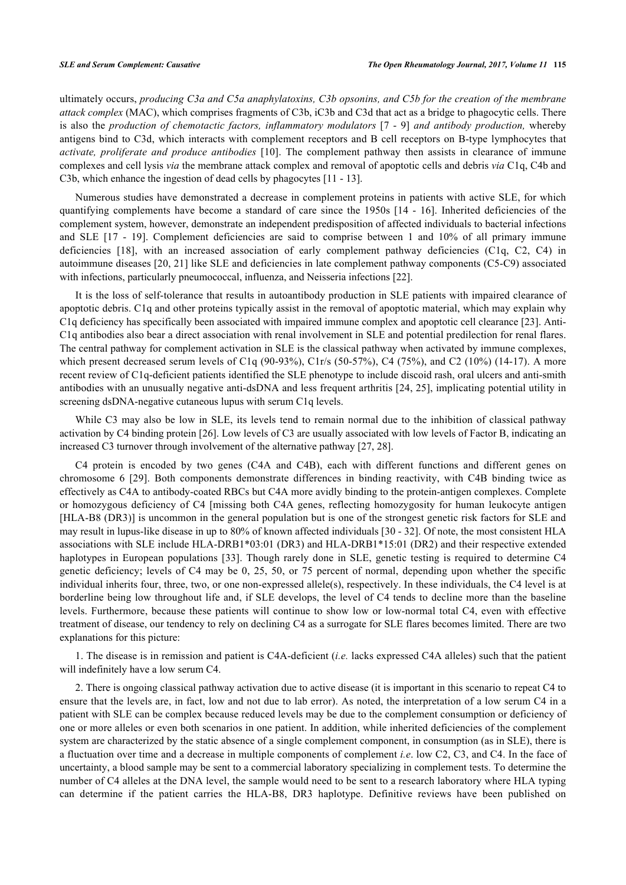ultimately occurs, *producing C3a and C5a anaphylatoxins, C3b opsonins, and C5b for the creation of the membrane attack complex* (MAC), which comprises fragments of C3b, iC3b and C3d that act as a bridge to phagocytic cells. There is also the *production of chemotactic factors, inflammatory modulators* [7 - 9] *and antibody production,* whereby antigens bind to C3d, which interacts with complement receptors and B cell receptors on B-type lymphocytes that *activate, proliferate and produce antibodies* [10]. The complement pathway then assists in clearance of immune complexes and cell lysis *via* the membrane attack complex and removal of apoptotic cells and debris *via* C1q, C4b and C3b, which enhance the ingestion of dead cells by phagocytes [11 - 13].

Numerous studies have demonstrated a decrease in complement proteins in patients with active SLE, for which quantifying complements have become a standard of care since the 1950s [14 - 16]. Inherited deficiencies of the complement system, however, demonstrate an independent predisposition of affected individuals to bacterial infections and SLE [17 - 19]. Complement deficiencies are said to comprise between 1 and 10% of all primary immune deficiencies [18], with an increased association of early complement pathway deficiencies (C1q, C2, C4) in autoimmune diseases [20, 21] like SLE and deficiencies in late complement pathway components (C5-C9) associated with infections, particularly pneumococcal, influenza, and Neisseria infections [22].

It is the loss of self-tolerance that results in autoantibody production in SLE patients with impaired clearance of apoptotic debris. C1q and other proteins typically assist in the removal of apoptotic material, which may explain why C1q deficiency has specifically been associated with impaired immune complex and apoptotic cell clearance [23]. Anti-C1q antibodies also bear a direct association with renal involvement in SLE and potential predilection for renal flares. The central pathway for complement activation in SLE is the classical pathway when activated by immune complexes, which present decreased serum levels of C1q (90-93%), C1r/s (50-57%), C4 (75%), and C2 (10%) (14-17). A more recent review of C1q-deficient patients identified the SLE phenotype to include discoid rash, oral ulcers and anti-smith antibodies with an unusually negative anti-dsDNA and less frequent arthritis [24, 25], implicating potential utility in screening dsDNA-negative cutaneous lupus with serum C1q levels.

While C3 may also be low in SLE, its levels tend to remain normal due to the inhibition of classical pathway activation by C4 binding protein [26]. Low levels of C3 are usually associated with low levels of Factor B, indicating an increased C3 turnover through involvement of the alternative pathway [27, 28].

C4 protein is encoded by two genes (C4A and C4B), each with different functions and different genes on chromosome 6 [29]. Both components demonstrate differences in binding reactivity, with C4B binding twice as effectively as C4A to antibody-coated RBCs but C4A more avidly binding to the protein-antigen complexes. Complete or homozygous deficiency of C4 [missing both C4A genes, reflecting homozygosity for human leukocyte antigen [HLA-B8 (DR3)] is uncommon in the general population but is one of the strongest genetic risk factors for SLE and may result in lupus-like disease in up to 80% of known affected individuals [30 - 32]. Of note, the most consistent HLA associations with SLE include HLA-DRB1*03:01 (DR3) and HLA-DRB1*15:01 (DR2) and their respective extended haplotypes in European populations [33]. Though rarely done in SLE, genetic testing is required to determine C4 genetic deficiency; levels of C4 may be 0, 25, 50, or 75 percent of normal, depending upon whether the specific individual inherits four, three, two, or one non-expressed allele(s), respectively. In these individuals, the C4 level is at borderline being low throughout life and, if SLE develops, the level of C4 tends to decline more than the baseline levels. Furthermore, because these patients will continue to show low or low-normal total C4, even with effective treatment of disease, our tendency to rely on declining C4 as a surrogate for SLE flares becomes limited. There are two explanations for this picture:

1. The disease is in remission and patient is C4A-deficient (*i.e.* lacks expressed C4A alleles) such that the patient will indefinitely have a low serum C4.

2. There is ongoing classical pathway activation due to active disease (it is important in this scenario to repeat C4 to ensure that the levels are, in fact, low and not due to lab error). As noted, the interpretation of a low serum C4 in a patient with SLE can be complex because reduced levels may be due to the complement consumption or deficiency of one or more alleles or even both scenarios in one patient. In addition, while inherited deficiencies of the complement system are characterized by the static absence of a single complement component, in consumption (as in SLE), there is a fluctuation over time and a decrease in multiple components of complement *i.e*. low C2, C3, and C4. In the face of uncertainty, a blood sample may be sent to a commercial laboratory specializing in complement tests. To determine the number of C4 alleles at the DNA level, the sample would need to be sent to a research laboratory where HLA typing can determine if the patient carries the HLA-B8, DR3 haplotype. Definitive reviews have been published on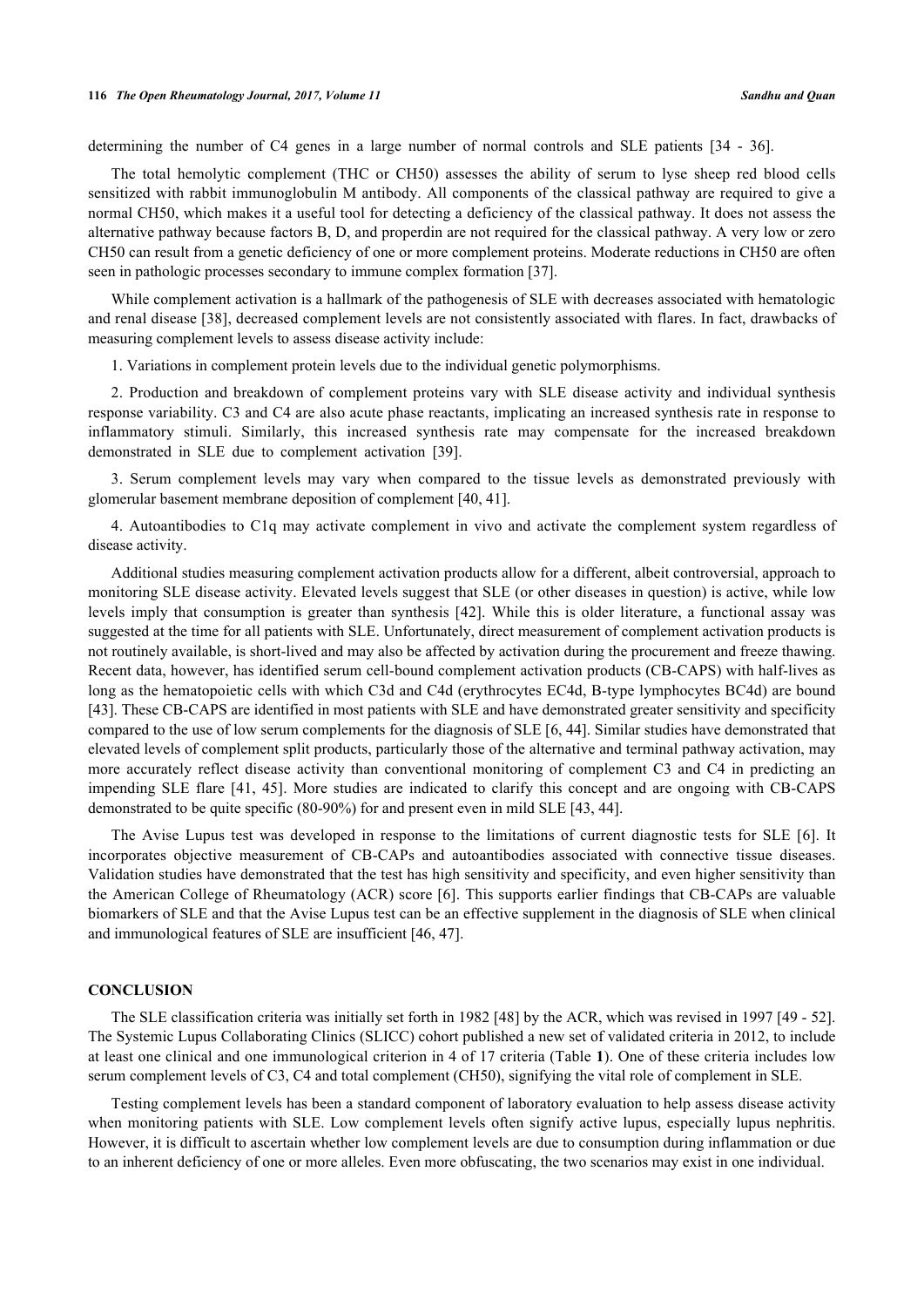determining the number of C4 genes in a large number of normal controls and SLE patients [34 - 36].

The total hemolytic complement (THC or CH50) assesses the ability of serum to lyse sheep red blood cells sensitized with rabbit immunoglobulin M antibody. All components of the classical pathway are required to give a normal CH50, which makes it a useful tool for detecting a deficiency of the classical pathway. It does not assess the alternative pathway because factors B, D, and properdin are not required for the classical pathway. A very low or zero CH50 can result from a genetic deficiency of one or more complement proteins. Moderate reductions in CH50 are often seen in pathologic processes secondary to immune complex formation [37].

While complement activation is a hallmark of the pathogenesis of SLE with decreases associated with hematologic and renal disease [38], decreased complement levels are not consistently associated with flares. In fact, drawbacks of measuring complement levels to assess disease activity include:

1. Variations in complement protein levels due to the individual genetic polymorphisms.

2. Production and breakdown of complement proteins vary with SLE disease activity and individual synthesis response variability. C3 and C4 are also acute phase reactants, implicating an increased synthesis rate in response to inflammatory stimuli. Similarly, this increased synthesis rate may compensate for the increased breakdown demonstrated in SLE due to complement activation [39].

3. Serum complement levels may vary when compared to the tissue levels as demonstrated previously with glomerular basement membrane deposition of complement [40, 41].

4. Autoantibodies to C1q may activate complement in vivo and activate the complement system regardless of disease activity.

Additional studies measuring complement activation products allow for a different, albeit controversial, approach to monitoring SLE disease activity. Elevated levels suggest that SLE (or other diseases in question) is active, while low levels imply that consumption is greater than synthesis [42]. While this is older literature, a functional assay was suggested at the time for all patients with SLE. Unfortunately, direct measurement of complement activation products is not routinely available, is short-lived and may also be affected by activation during the procurement and freeze thawing. Recent data, however, has identified serum cell-bound complement activation products (CB-CAPS) with half-lives as long as the hematopoietic cells with which C3d and C4d (erythrocytes EC4d, B-type lymphocytes BC4d) are bound [43]. These CB-CAPS are identified in most patients with SLE and have demonstrated greater sensitivity and specificity compared to the use of low serum complements for the diagnosis of SLE [6, 44]. Similar studies have demonstrated that elevated levels of complement split products, particularly those of the alternative and terminal pathway activation, may more accurately reflect disease activity than conventional monitoring of complement C3 and C4 in predicting an impending SLE flare [41, 45]. More studies are indicated to clarify this concept and are ongoing with CB-CAPS demonstrated to be quite specific (80-90%) for and present even in mild SLE [43, 44].

The Avise Lupus test was developed in response to the limitations of current diagnostic tests for SLE [6]. It incorporates objective measurement of CB-CAPs and autoantibodies associated with connective tissue diseases. Validation studies have demonstrated that the test has high sensitivity and specificity, and even higher sensitivity than the American College of Rheumatology (ACR) score [6]. This supports earlier findings that CB-CAPs are valuable biomarkers of SLE and that the Avise Lupus test can be an effective supplement in the diagnosis of SLE when clinical and immunological features of SLE are insufficient [46, 47].

## CONCLUSION

The SLE classification criteria was initially set forth in 1982 [48] by the ACR, which was revised in 1997 [49 - 52]. The Systemic Lupus Collaborating Clinics (SLICC) cohort published a new set of validated criteria in 2012, to include at least one clinical and one immunological criterion in 4 of 17 criteria (Table **1**). One of these criteria includes low serum complement levels of C3, C4 and total complement (CH50), signifying the vital role of complement in SLE.

Testing complement levels has been a standard component of laboratory evaluation to help assess disease activity when monitoring patients with SLE. Low complement levels often signify active lupus, especially lupus nephritis. However, it is difficult to ascertain whether low complement levels are due to consumption during inflammation or due to an inherent deficiency of one or more alleles. Even more obfuscating, the two scenarios may exist in one individual.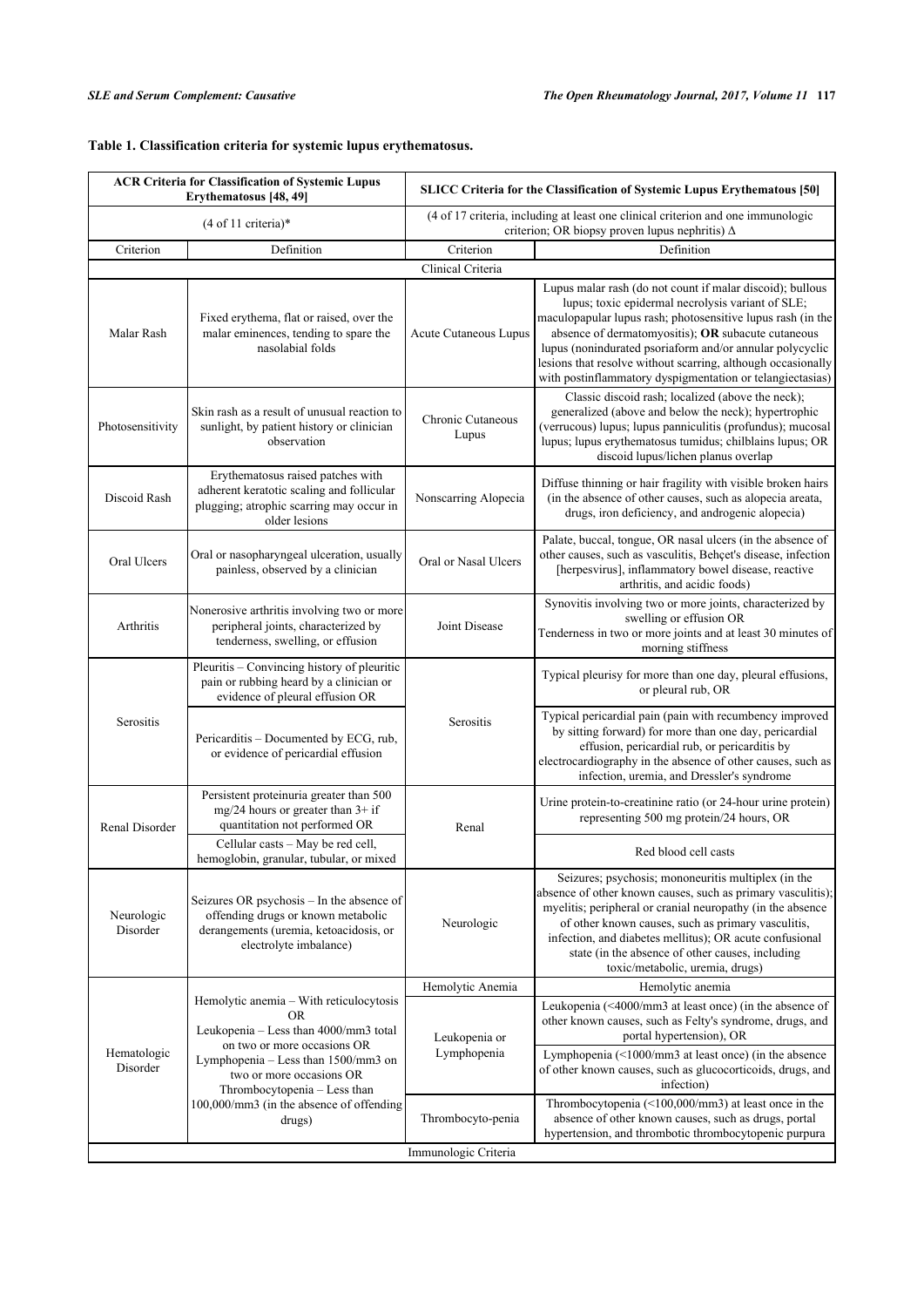**Table 1. Classification criteria for systemic lupus erythematosus.**

| ACR Criteria for Classification of Systemic Lupus Erythematosus [48, 49] | | SLICC Criteria for the Classification of Systemic Lupus Erythematous [50] | |
|---|---|---|---|
| (4 of 11 criteria)* | | (4 of 17 criteria, including at least one clinical criterion and one immunologic criterion; OR biopsy proven lupus nephritis) Δ | |
| Criterion | Definition | Criterion | Definition |
| | | Clinical Criteria | |
| Malar Rash | Fixed erythema, flat or raised, over the malar eminences, tending to spare the nasolabial folds | Acute Cutaneous Lupus | Lupus malar rash (do not count if malar discoid); bullous lupus; toxic epidermal necrolysis variant of SLE; maculopapular lupus rash; photosensitive lupus rash (in the absence of dermatomyositis); **OR** subacute cutaneous lupus (nonindurated psoriaform and/or annular polycyclic lesions that resolve without scarring, although occasionally with postinflammatory dyspigmentation or telangiectasias) |
| Photosensitivity | Skin rash as a result of unusual reaction to sunlight, by patient history or clinician observation | Chronic Cutaneous Lupus | Classic discoid rash; localized (above the neck); generalized (above and below the neck); hypertrophic (verrucous) lupus; lupus panniculitis (profundus); mucosal lupus; lupus erythematosus tumidus; chilblains lupus; OR discoid lupus/lichen planus overlap |
| Discoid Rash | Erythematosus raised patches with adherent keratotic scaling and follicular plugging; atrophic scarring may occur in older lesions | Nonscarring Alopecia | Diffuse thinning or hair fragility with visible broken hairs (in the absence of other causes, such as alopecia areata, drugs, iron deficiency, and androgenic alopecia) |
| Oral Ulcers | Oral or nasopharyngeal ulceration, usually painless, observed by a clinician | Oral or Nasal Ulcers | Palate, buccal, tongue, OR nasal ulcers (in the absence of other causes, such as vasculitis, Behçet's disease, infection [herpesvirus], inflammatory bowel disease, reactive arthritis, and acidic foods) |
| Arthritis | Nonerosive arthritis involving two or more peripheral joints, characterized by tenderness, swelling, or effusion | Joint Disease | Synovitis involving two or more joints, characterized by swelling or effusion OR Tenderness in two or more joints and at least 30 minutes of morning stiffness |
| Serositis | Pleuritis – Convincing history of pleuritic pain or rubbing heard by a clinician or evidence of pleural effusion OR | Serositis | Typical pleurisy for more than one day, pleural effusions, or pleural rub, OR |
| | Pericarditis – Documented by ECG, rub, or evidence of pericardial effusion | | Typical pericardial pain (pain with recumbency improved by sitting forward) for more than one day, pericardial effusion, pericardial rub, or pericarditis by electrocardiography in the absence of other causes, such as infection, uremia, and Dressler's syndrome |
| Renal Disorder | Persistent proteinuria greater than 500 mg/24 hours or greater than 3+ if quantitation not performed OR | Renal | Urine protein-to-creatinine ratio (or 24-hour urine protein) representing 500 mg protein/24 hours, OR |
| | Cellular casts – May be red cell, hemoglobin, granular, tubular, or mixed | | Red blood cell casts |
| Neurologic Disorder | Seizures OR psychosis – In the absence of offending drugs or known metabolic derangements (uremia, ketoacidosis, or electrolyte imbalance) | Neurologic | Seizures; psychosis; mononeuritis multiplex (in the absence of other known causes, such as primary vasculitis); myelitis; peripheral or cranial neuropathy (in the absence of other known causes, such as primary vasculitis, infection, and diabetes mellitus); OR acute confusional state (in the absence of other causes, including toxic/metabolic, uremia, drugs) |
| Hematologic Disorder | Hemolytic anemia – With reticulocytosis OR Leukopenia – Less than 4000/mm3 total on two or more occasions OR Lymphopenia – Less than 1500/mm3 on two or more occasions OR Thrombocytopenia – Less than 100,000/mm3 (in the absence of offending drugs) | Hemolytic Anemia | Hemolytic anemia |
| | | Leukopenia or Lymphopenia | Leukopenia (<4000/mm3 at least once) (in the absence of other known causes, such as Felty's syndrome, drugs, and portal hypertension), OR |
| | | | Lymphopenia (<1000/mm3 at least once) (in the absence of other known causes, such as glucocorticoids, drugs, and infection) |
| | | Thrombocyto-penia | Thrombocytopenia (<100,000/mm3) at least once in the absence of other known causes, such as drugs, portal hypertension, and thrombotic thrombocytopenic purpura |
| | | Immunologic Criteria | |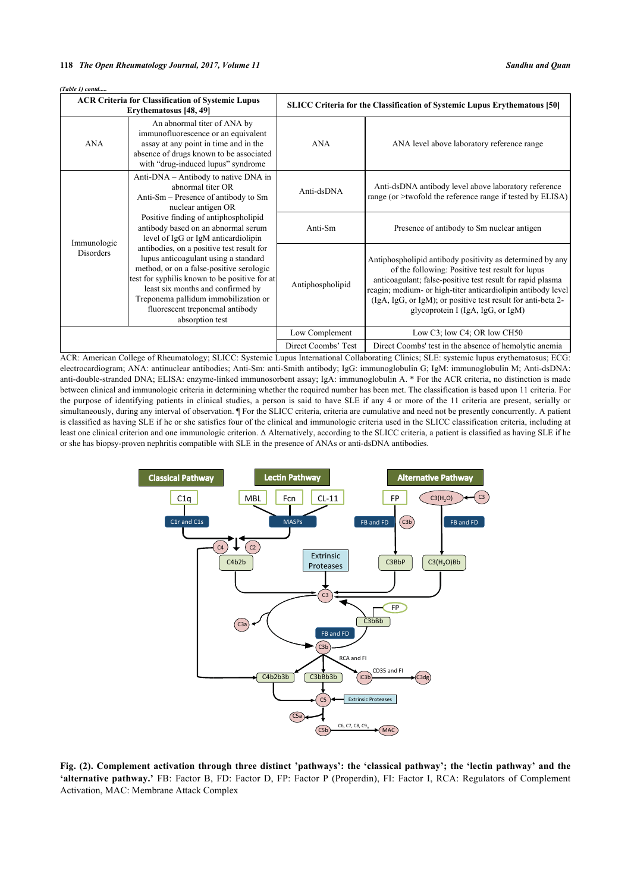*(Table 1) contd.....*

| ACR Criteria for Classification of Systemic Lupus Erythematosus [48, 49] | | SLICC Criteria for the Classification of Systemic Lupus Erythematosus [50] | |
|---|---|---|---|
| ANA | An abnormal titer of ANA by immunofluorescence or an equivalent assay at any point in time and in the absence of drugs known to be associated with "drug-induced lupus" syndrome | ANA | ANA level above laboratory reference range |
| Immunologic Disorders | Anti-DNA – Antibody to native DNA in abnormal titer OR Anti-Sm – Presence of antibody to Sm nuclear antigen OR Positive finding of antiphospholipid antibody based on an abnormal serum level of IgG or IgM anticardiolipin antibodies, on a positive test result for lupus anticoagulant using a standard method, or on a false-positive serologic test for syphilis known to be positive for at least six months and confirmed by Treponema pallidum immobilization or fluorescent treponemal antibody absorption test | Anti-dsDNA | Anti-dsDNA antibody level above laboratory reference range (or >twofold the reference range if tested by ELISA) |
| | | Anti-Sm | Presence of antibody to Sm nuclear antigen |
| | | Antiphospholipid | Antiphospholipid antibody positivity as determined by any of the following: Positive test result for lupus anticoagulant; false-positive test result for rapid plasma reagin; medium- or high-titer anticardiolipin antibody level (IgA, IgG, or IgM); or positive test result for anti-beta 2-glycoprotein I (IgA, IgG, or IgM) |
| | | Low Complement | Low C3; low C4; OR low CH50 |
| | | Direct Coombs' Test | Direct Coombs' test in the absence of hemolytic anemia |

ACR: American College of Rheumatology; SLICC: Systemic Lupus International Collaborating Clinics; SLE: systemic lupus erythematosus; ECG: electrocardiogram; ANA: antinuclear antibodies; Anti-Sm: anti-Smith antibody; IgG: immunoglobulin G; IgM: immunoglobulin M; Anti-dsDNA: anti-double-stranded DNA; ELISA: enzyme-linked immunosorbent assay; IgA: immunoglobulin A. * For the ACR criteria, no distinction is made between clinical and immunologic criteria in determining whether the required number has been met. The classification is based upon 11 criteria. For the purpose of identifying patients in clinical studies, a person is said to have SLE if any 4 or more of the 11 criteria are present, serially or simultaneously, during any interval of observation. ¶ For the SLICC criteria, criteria are cumulative and need not be presently concurrently. A patient is classified as having SLE if he or she satisfies four of the clinical and immunologic criteria used in the SLICC classification criteria, including at least one clinical criterion and one immunologic criterion. Δ Alternatively, according to the SLICC criteria, a patient is classified as having SLE if he or she has biopsy-proven nephritis compatible with SLE in the presence of ANAs or anti-dsDNA antibodies.

**Fig. (2). Complement activation through three distinct 'pathways': the 'classical pathway'; the 'lectin pathway' and the 'alternative pathway.'** FB: Factor B, FD: Factor D, FP: Factor P (Properdin), FI: Factor I, RCA: Regulators of Complement Activation, MAC: Membrane Attack Complex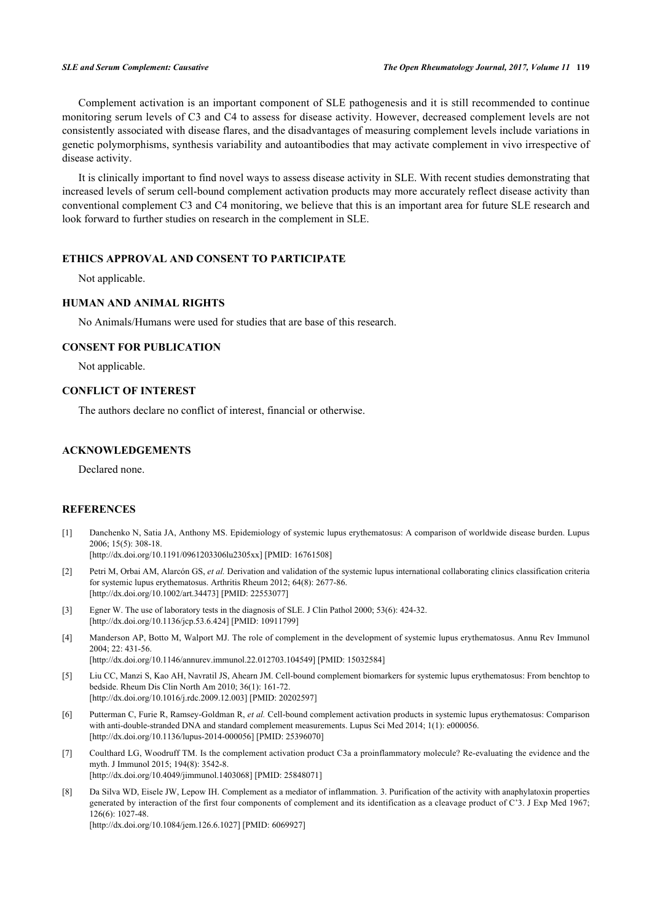Complement activation is an important component of SLE pathogenesis and it is still recommended to continue monitoring serum levels of C3 and C4 to assess for disease activity. However, decreased complement levels are not consistently associated with disease flares, and the disadvantages of measuring complement levels include variations in genetic polymorphisms, synthesis variability and autoantibodies that may activate complement in vivo irrespective of disease activity.

It is clinically important to find novel ways to assess disease activity in SLE. With recent studies demonstrating that increased levels of serum cell-bound complement activation products may more accurately reflect disease activity than conventional complement C3 and C4 monitoring, we believe that this is an important area for future SLE research and look forward to further studies on research in the complement in SLE.

## ETHICS APPROVAL AND CONSENT TO PARTICIPATE

Not applicable.

## HUMAN AND ANIMAL RIGHTS

No Animals/Humans were used for studies that are base of this research.

## CONSENT FOR PUBLICATION

Not applicable.

## CONFLICT OF INTEREST

The authors declare no conflict of interest, financial or otherwise.

## ACKNOWLEDGEMENTS

Declared none.

## REFERENCES

[1] Danchenko N, Satia JA, Anthony MS. Epidemiology of systemic lupus erythematosus: A comparison of worldwide disease burden. Lupus 2006; 15(5): 308-18.
[http://dx.doi.org/10.1191/0961203306lu2305xx] [PMID: 16761508]

[2] Petri M, Orbai AM, Alarcón GS, *et al.* Derivation and validation of the systemic lupus international collaborating clinics classification criteria for systemic lupus erythematosus. Arthritis Rheum 2012; 64(8): 2677-86.
[http://dx.doi.org/10.1002/art.34473] [PMID: 22553077]

[3] Egner W. The use of laboratory tests in the diagnosis of SLE. J Clin Pathol 2000; 53(6): 424-32.
[http://dx.doi.org/10.1136/jcp.53.6.424] [PMID: 10911799]

[4] Manderson AP, Botto M, Walport MJ. The role of complement in the development of systemic lupus erythematosus. Annu Rev Immunol 2004; 22: 431-56.
[http://dx.doi.org/10.1146/annurev.immunol.22.012703.104549] [PMID: 15032584]

[5] Liu CC, Manzi S, Kao AH, Navratil JS, Ahearn JM. Cell-bound complement biomarkers for systemic lupus erythematosus: From benchtop to bedside. Rheum Dis Clin North Am 2010; 36(1): 161-72.
[http://dx.doi.org/10.1016/j.rdc.2009.12.003] [PMID: 20202597]

[6] Putterman C, Furie R, Ramsey-Goldman R, *et al.* Cell-bound complement activation products in systemic lupus erythematosus: Comparison with anti-double-stranded DNA and standard complement measurements. Lupus Sci Med 2014; 1(1): e000056.
[http://dx.doi.org/10.1136/lupus-2014-000056] [PMID: 25396070]

[7] Coulthard LG, Woodruff TM. Is the complement activation product C3a a proinflammatory molecule? Re-evaluating the evidence and the myth. J Immunol 2015; 194(8): 3542-8.
[http://dx.doi.org/10.4049/jimmunol.1403068] [PMID: 25848071]

[8] Da Silva WD, Eisele JW, Lepow IH. Complement as a mediator of inflammation. 3. Purification of the activity with anaphylatoxin properties generated by interaction of the first four components of complement and its identification as a cleavage product of C'3. J Exp Med 1967; 126(6): 1027-48.
[http://dx.doi.org/10.1084/jem.126.6.1027] [PMID: 6069927]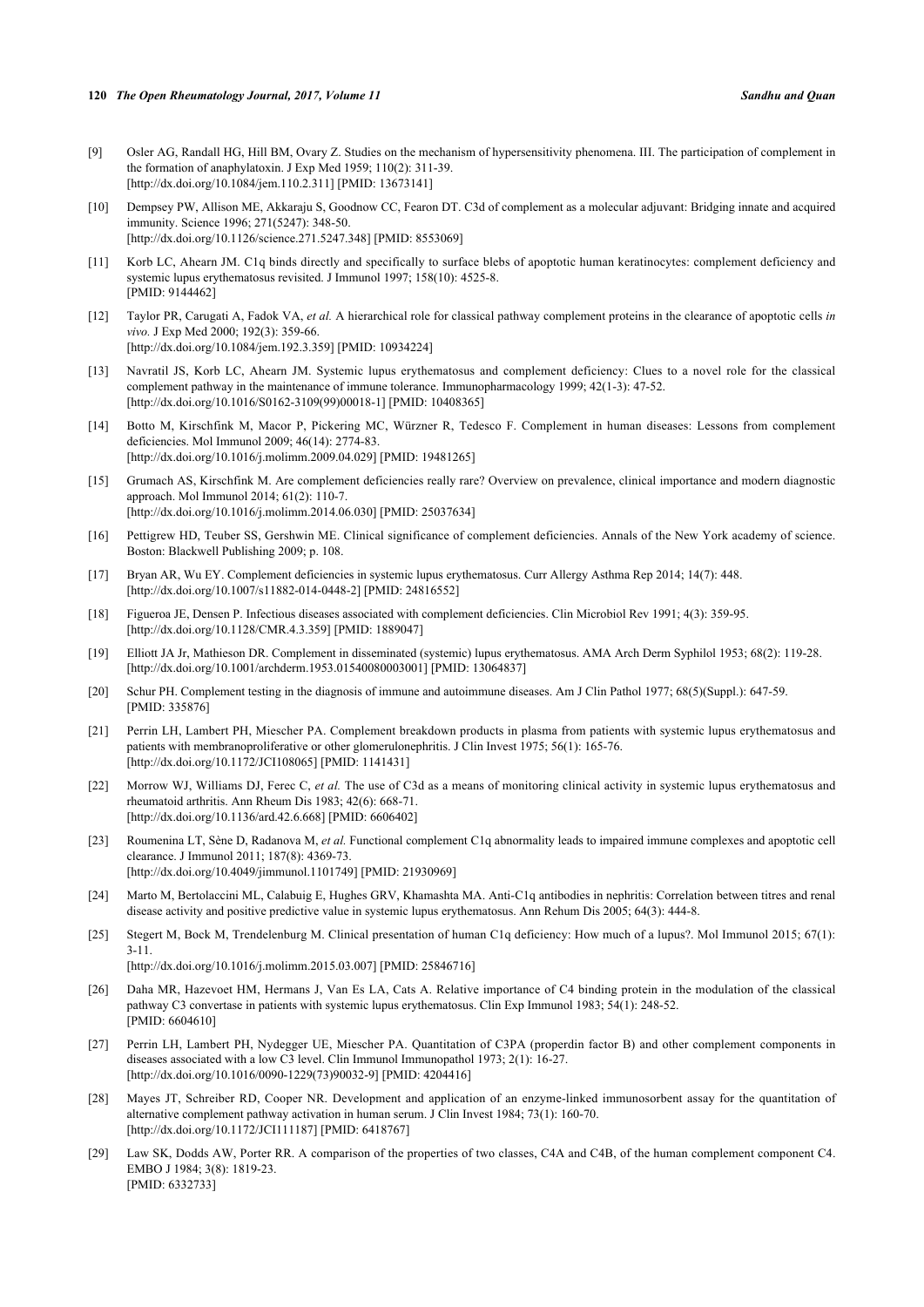[9] Osler AG, Randall HG, Hill BM, Ovary Z. Studies on the mechanism of hypersensitivity phenomena. III. The participation of complement in the formation of anaphylatoxin. J Exp Med 1959; 110(2): 311-39.
[http://dx.doi.org/10.1084/jem.110.2.311] [PMID: 13673141]

[10] Dempsey PW, Allison ME, Akkaraju S, Goodnow CC, Fearon DT. C3d of complement as a molecular adjuvant: Bridging innate and acquired immunity. Science 1996; 271(5247): 348-50.
[http://dx.doi.org/10.1126/science.271.5247.348] [PMID: 8553069]

[11] Korb LC, Ahearn JM. C1q binds directly and specifically to surface blebs of apoptotic human keratinocytes: complement deficiency and systemic lupus erythematosus revisited. J Immunol 1997; 158(10): 4525-8.
[PMID: 9144462]

[12] Taylor PR, Carugati A, Fadok VA, *et al.* A hierarchical role for classical pathway complement proteins in the clearance of apoptotic cells *in vivo.* J Exp Med 2000; 192(3): 359-66.
[http://dx.doi.org/10.1084/jem.192.3.359] [PMID: 10934224]

[13] Navratil JS, Korb LC, Ahearn JM. Systemic lupus erythematosus and complement deficiency: Clues to a novel role for the classical complement pathway in the maintenance of immune tolerance. Immunopharmacology 1999; 42(1-3): 47-52.
[http://dx.doi.org/10.1016/S0162-3109(99)00018-1] [PMID: 10408365]

[14] Botto M, Kirschfink M, Macor P, Pickering MC, Würzner R, Tedesco F. Complement in human diseases: Lessons from complement deficiencies. Mol Immunol 2009; 46(14): 2774-83.
[http://dx.doi.org/10.1016/j.molimm.2009.04.029] [PMID: 19481265]

[15] Grumach AS, Kirschfink M. Are complement deficiencies really rare? Overview on prevalence, clinical importance and modern diagnostic approach. Mol Immunol 2014; 61(2): 110-7.
[http://dx.doi.org/10.1016/j.molimm.2014.06.030] [PMID: 25037634]

[16] Pettigrew HD, Teuber SS, Gershwin ME. Clinical significance of complement deficiencies. Annals of the New York academy of science. Boston: Blackwell Publishing 2009; p. 108.

[17] Bryan AR, Wu EY. Complement deficiencies in systemic lupus erythematosus. Curr Allergy Asthma Rep 2014; 14(7): 448.
[http://dx.doi.org/10.1007/s11882-014-0448-2] [PMID: 24816552]

[18] Figueroa JE, Densen P. Infectious diseases associated with complement deficiencies. Clin Microbiol Rev 1991; 4(3): 359-95.
[http://dx.doi.org/10.1128/CMR.4.3.359] [PMID: 1889047]

[19] Elliott JA Jr, Mathieson DR. Complement in disseminated (systemic) lupus erythematosus. AMA Arch Derm Syphilol 1953; 68(2): 119-28.
[http://dx.doi.org/10.1001/archderm.1953.01540080003001] [PMID: 13064837]

[20] Schur PH. Complement testing in the diagnosis of immune and autoimmune diseases. Am J Clin Pathol 1977; 68(5)(Suppl.): 647-59.
[PMID: 335876]

[21] Perrin LH, Lambert PH, Miescher PA. Complement breakdown products in plasma from patients with systemic lupus erythematosus and patients with membranoproliferative or other glomerulonephritis. J Clin Invest 1975; 56(1): 165-76.
[http://dx.doi.org/10.1172/JCI108065] [PMID: 1141431]

[22] Morrow WJ, Williams DJ, Ferec C, *et al.* The use of C3d as a means of monitoring clinical activity in systemic lupus erythematosus and rheumatoid arthritis. Ann Rheum Dis 1983; 42(6): 668-71.
[http://dx.doi.org/10.1136/ard.42.6.668] [PMID: 6606402]

[23] Roumenina LT, Sène D, Radanova M, *et al.* Functional complement C1q abnormality leads to impaired immune complexes and apoptotic cell clearance. J Immunol 2011; 187(8): 4369-73.
[http://dx.doi.org/10.4049/jimmunol.1101749] [PMID: 21930969]

[24] Marto M, Bertolaccini ML, Calabuig E, Hughes GRV, Khamashta MA. Anti-C1q antibodies in nephritis: Correlation between titres and renal disease activity and positive predictive value in systemic lupus erythematosus. Ann Rehum Dis 2005; 64(3): 444-8.

[25] Stegert M, Bock M, Trendelenburg M. Clinical presentation of human C1q deficiency: How much of a lupus?. Mol Immunol 2015; 67(1): 3-11.
[http://dx.doi.org/10.1016/j.molimm.2015.03.007] [PMID: 25846716]

[26] Daha MR, Hazevoet HM, Hermans J, Van Es LA, Cats A. Relative importance of C4 binding protein in the modulation of the classical pathway C3 convertase in patients with systemic lupus erythematosus. Clin Exp Immunol 1983; 54(1): 248-52.
[PMID: 6604610]

[27] Perrin LH, Lambert PH, Nydegger UE, Miescher PA. Quantitation of C3PA (properdin factor B) and other complement components in diseases associated with a low C3 level. Clin Immunol Immunopathol 1973; 2(1): 16-27.
[http://dx.doi.org/10.1016/0090-1229(73)90032-9] [PMID: 4204416]

[28] Mayes JT, Schreiber RD, Cooper NR. Development and application of an enzyme-linked immunosorbent assay for the quantitation of alternative complement pathway activation in human serum. J Clin Invest 1984; 73(1): 160-70.
[http://dx.doi.org/10.1172/JCI111187] [PMID: 6418767]

[29] Law SK, Dodds AW, Porter RR. A comparison of the properties of two classes, C4A and C4B, of the human complement component C4. EMBO J 1984; 3(8): 1819-23.
[PMID: 6332733]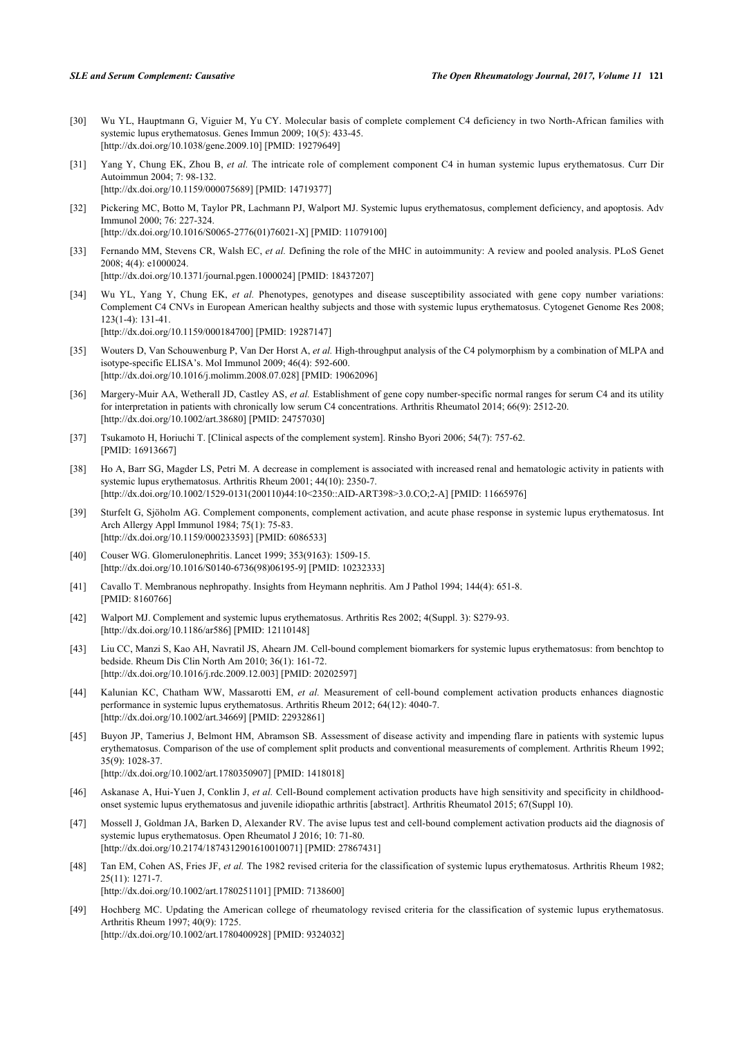[30] Wu YL, Hauptmann G, Viguier M, Yu CY. Molecular basis of complete complement C4 deficiency in two North-African families with systemic lupus erythematosus. Genes Immun 2009; 10(5): 433-45.
[http://dx.doi.org/10.1038/gene.2009.10] [PMID: 19279649]

[31] Yang Y, Chung EK, Zhou B, *et al.* The intricate role of complement component C4 in human systemic lupus erythematosus. Curr Dir Autoimmun 2004; 7: 98-132.
[http://dx.doi.org/10.1159/000075689] [PMID: 14719377]

[32] Pickering MC, Botto M, Taylor PR, Lachmann PJ, Walport MJ. Systemic lupus erythematosus, complement deficiency, and apoptosis. Adv Immunol 2000; 76: 227-324.
[http://dx.doi.org/10.1016/S0065-2776(01)76021-X] [PMID: 11079100]

[33] Fernando MM, Stevens CR, Walsh EC, *et al.* Defining the role of the MHC in autoimmunity: A review and pooled analysis. PLoS Genet 2008; 4(4): e1000024.
[http://dx.doi.org/10.1371/journal.pgen.1000024] [PMID: 18437207]

[34] Wu YL, Yang Y, Chung EK, *et al.* Phenotypes, genotypes and disease susceptibility associated with gene copy number variations: Complement C4 CNVs in European American healthy subjects and those with systemic lupus erythematosus. Cytogenet Genome Res 2008; 123(1-4): 131-41.
[http://dx.doi.org/10.1159/000184700] [PMID: 19287147]

[35] Wouters D, Van Schouwenburg P, Van Der Horst A, *et al.* High-throughput analysis of the C4 polymorphism by a combination of MLPA and isotype-specific ELISA's. Mol Immunol 2009; 46(4): 592-600.
[http://dx.doi.org/10.1016/j.molimm.2008.07.028] [PMID: 19062096]

[36] Margery-Muir AA, Wetherall JD, Castley AS, *et al.* Establishment of gene copy number-specific normal ranges for serum C4 and its utility for interpretation in patients with chronically low serum C4 concentrations. Arthritis Rheumatol 2014; 66(9): 2512-20.
[http://dx.doi.org/10.1002/art.38680] [PMID: 24757030]

[37] Tsukamoto H, Horiuchi T. [Clinical aspects of the complement system]. Rinsho Byori 2006; 54(7): 757-62.
[PMID: 16913667]

[38] Ho A, Barr SG, Magder LS, Petri M. A decrease in complement is associated with increased renal and hematologic activity in patients with systemic lupus erythematosus. Arthritis Rheum 2001; 44(10): 2350-7.
[http://dx.doi.org/10.1002/1529-0131(200110)44:10<2350::AID-ART398>3.0.CO;2-A] [PMID: 11665976]

[39] Sturfelt G, Sjöholm AG. Complement components, complement activation, and acute phase response in systemic lupus erythematosus. Int Arch Allergy Appl Immunol 1984; 75(1): 75-83.
[http://dx.doi.org/10.1159/000233593] [PMID: 6086533]

[40] Couser WG. Glomerulonephritis. Lancet 1999; 353(9163): 1509-15.
[http://dx.doi.org/10.1016/S0140-6736(98)06195-9] [PMID: 10232333]

[41] Cavallo T. Membranous nephropathy. Insights from Heymann nephritis. Am J Pathol 1994; 144(4): 651-8.
[PMID: 8160766]

[42] Walport MJ. Complement and systemic lupus erythematosus. Arthritis Res 2002; 4(Suppl. 3): S279-93.
[http://dx.doi.org/10.1186/ar586] [PMID: 12110148]

[43] Liu CC, Manzi S, Kao AH, Navratil JS, Ahearn JM. Cell-bound complement biomarkers for systemic lupus erythematosus: from benchtop to bedside. Rheum Dis Clin North Am 2010; 36(1): 161-72.
[http://dx.doi.org/10.1016/j.rdc.2009.12.003] [PMID: 20202597]

[44] Kalunian KC, Chatham WW, Massarotti EM, *et al.* Measurement of cell-bound complement activation products enhances diagnostic performance in systemic lupus erythematosus. Arthritis Rheum 2012; 64(12): 4040-7.
[http://dx.doi.org/10.1002/art.34669] [PMID: 22932861]

[45] Buyon JP, Tamerius J, Belmont HM, Abramson SB. Assessment of disease activity and impending flare in patients with systemic lupus erythematosus. Comparison of the use of complement split products and conventional measurements of complement. Arthritis Rheum 1992; 35(9): 1028-37.
[http://dx.doi.org/10.1002/art.1780350907] [PMID: 1418018]

[46] Askanase A, Hui-Yuen J, Conklin J, *et al.* Cell-Bound complement activation products have high sensitivity and specificity in childhood-onset systemic lupus erythematosus and juvenile idiopathic arthritis [abstract]. Arthritis Rheumatol 2015; 67(Suppl 10).

[47] Mossell J, Goldman JA, Barken D, Alexander RV. The avise lupus test and cell-bound complement activation products aid the diagnosis of systemic lupus erythematosus. Open Rheumatol J 2016; 10: 71-80.
[http://dx.doi.org/10.2174/1874312901610010071] [PMID: 27867431]

[48] Tan EM, Cohen AS, Fries JF, *et al.* The 1982 revised criteria for the classification of systemic lupus erythematosus. Arthritis Rheum 1982; 25(11): 1271-7.
[http://dx.doi.org/10.1002/art.1780251101] [PMID: 7138600]

[49] Hochberg MC. Updating the American college of rheumatology revised criteria for the classification of systemic lupus erythematosus. Arthritis Rheum 1997; 40(9): 1725.
[http://dx.doi.org/10.1002/art.1780400928] [PMID: 9324032]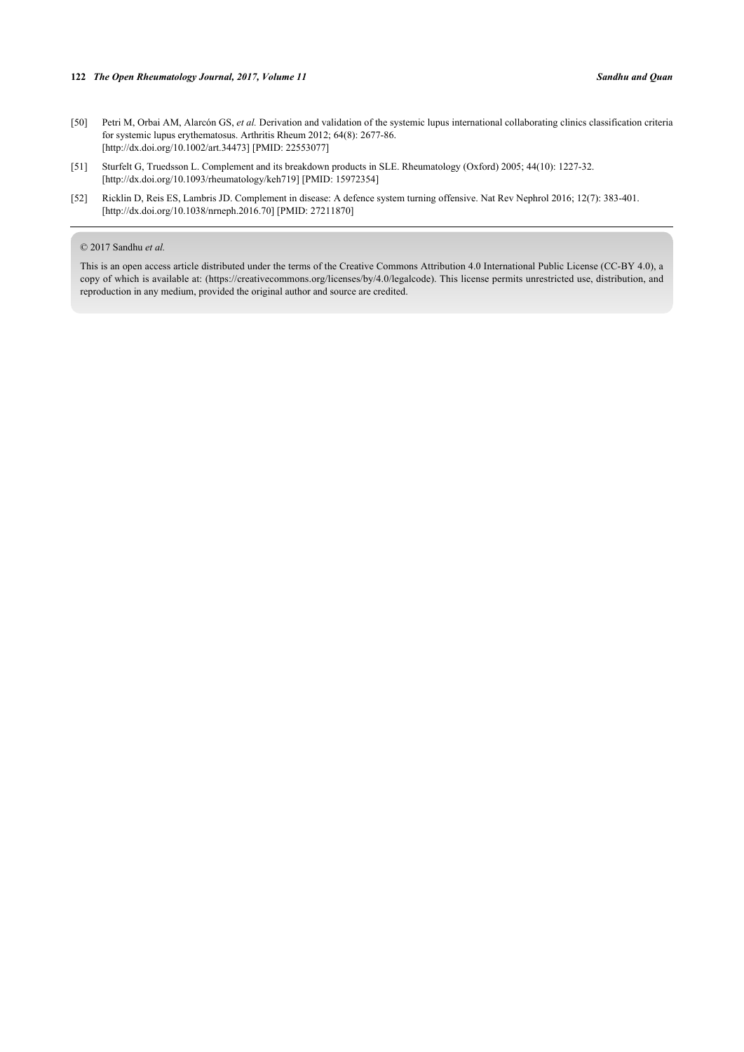[50] Petri M, Orbai AM, Alarcón GS, *et al.* Derivation and validation of the systemic lupus international collaborating clinics classification criteria for systemic lupus erythematosus. Arthritis Rheum 2012; 64(8): 2677-86. [http://dx.doi.org/10.1002/art.34473] [PMID: 22553077]

[51] Sturfelt G, Truedsson L. Complement and its breakdown products in SLE. Rheumatology (Oxford) 2005; 44(10): 1227-32. [http://dx.doi.org/10.1093/rheumatology/keh719] [PMID: 15972354]

[52] Ricklin D, Reis ES, Lambris JD. Complement in disease: A defence system turning offensive. Nat Rev Nephrol 2016; 12(7): 383-401. [http://dx.doi.org/10.1038/nrneph.2016.70] [PMID: 27211870]

---

© 2017 Sandhu *et al.*

This is an open access article distributed under the terms of the Creative Commons Attribution 4.0 International Public License (CC-BY 4.0), a copy of which is available at: (https://creativecommons.org/licenses/by/4.0/legalcode). This license permits unrestricted use, distribution, and reproduction in any medium, provided the original author and source are credited.